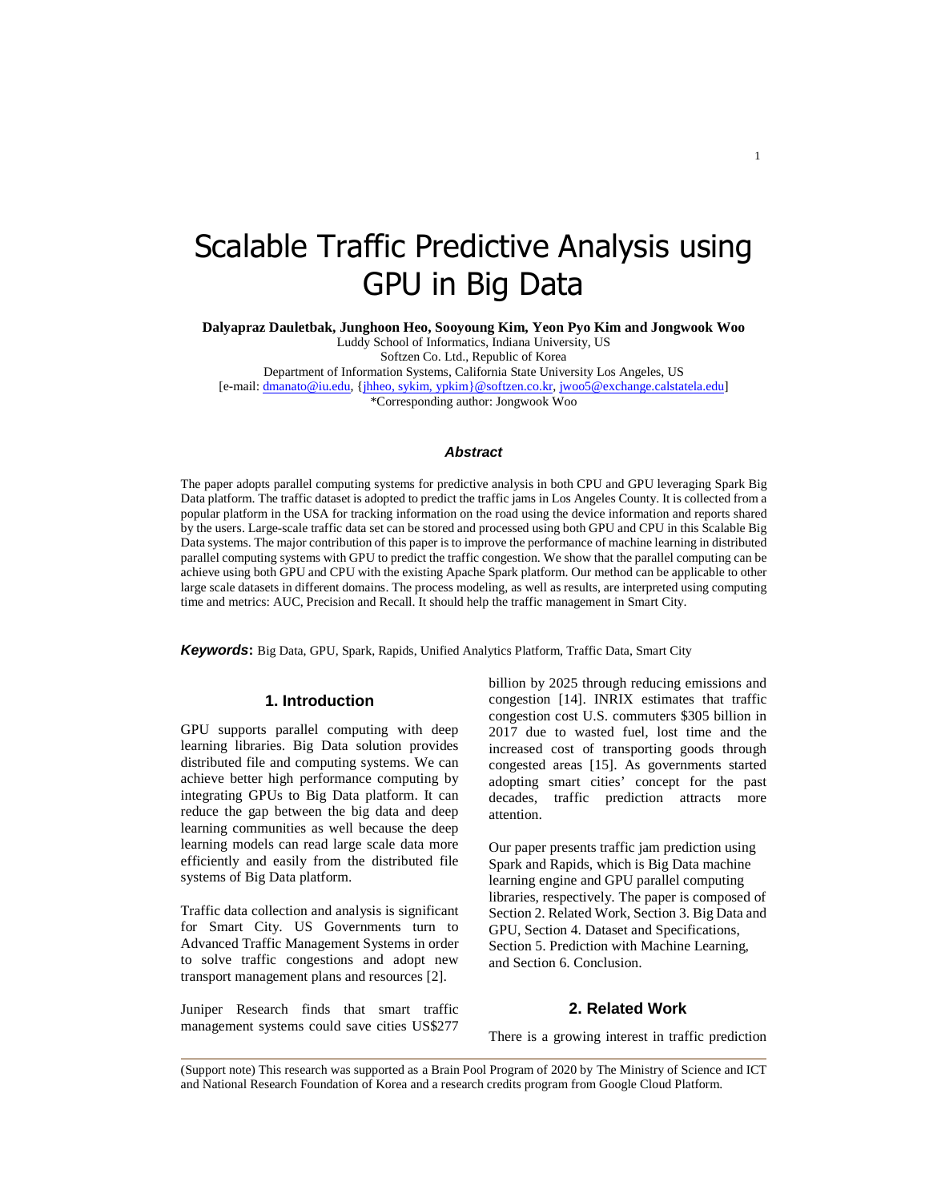# Scalable Traffic Predictive Analysis using GPU in Big Data

**Dalyapraz Dauletbak, Junghoon Heo, Sooyoung Kim, Yeon Pyo Kim and Jongwook Woo**

Luddy School of Informatics, Indiana University, US
Softzen Co. Ltd., Republic of Korea
Department of Information Systems, California State University Los Angeles, US
[e-mail: dmanato@iu.edu, {jhheo, sykim, ypkim}@softzen.co.kr, jwoo5@exchange.calstatela.edu]
*Corresponding author: Jongwook Woo

### *Abstract*

The paper adopts parallel computing systems for predictive analysis in both CPU and GPU leveraging Spark Big Data platform. The traffic dataset is adopted to predict the traffic jams in Los Angeles County. It is collected from a popular platform in the USA for tracking information on the road using the device information and reports shared by the users. Large-scale traffic data set can be stored and processed using both GPU and CPU in this Scalable Big Data systems. The major contribution of this paper is to improve the performance of machine learning in distributed parallel computing systems with GPU to predict the traffic congestion. We show that the parallel computing can be achieve using both GPU and CPU with the existing Apache Spark platform. Our method can be applicable to other large scale datasets in different domains. The process modeling, as well as results, are interpreted using computing time and metrics: AUC, Precision and Recall. It should help the traffic management in Smart City.

***Keywords*:** Big Data, GPU, Spark, Rapids, Unified Analytics Platform, Traffic Data, Smart City

## 1. Introduction

GPU supports parallel computing with deep learning libraries. Big Data solution provides distributed file and computing systems. We can achieve better high performance computing by integrating GPUs to Big Data platform. It can reduce the gap between the big data and deep learning communities as well because the deep learning models can read large scale data more efficiently and easily from the distributed file systems of Big Data platform.

Traffic data collection and analysis is significant for Smart City. US Governments turn to Advanced Traffic Management Systems in order to solve traffic congestions and adopt new transport management plans and resources [2].

Juniper Research finds that smart traffic management systems could save cities US$277 billion by 2025 through reducing emissions and congestion [14]. INRIX estimates that traffic congestion cost U.S. commuters $305 billion in 2017 due to wasted fuel, lost time and the increased cost of transporting goods through congested areas [15]. As governments started adopting smart cities' concept for the past decades, traffic prediction attracts more attention.

Our paper presents traffic jam prediction using Spark and Rapids, which is Big Data machine learning engine and GPU parallel computing libraries, respectively. The paper is composed of Section 2. Related Work, Section 3. Big Data and GPU, Section 4. Dataset and Specifications, Section 5. Prediction with Machine Learning, and Section 6. Conclusion.

## 2. Related Work

There is a growing interest in traffic prediction

(Support note) This research was supported as a Brain Pool Program of 2020 by The Ministry of Science and ICT and National Research Foundation of Korea and a research credits program from Google Cloud Platform.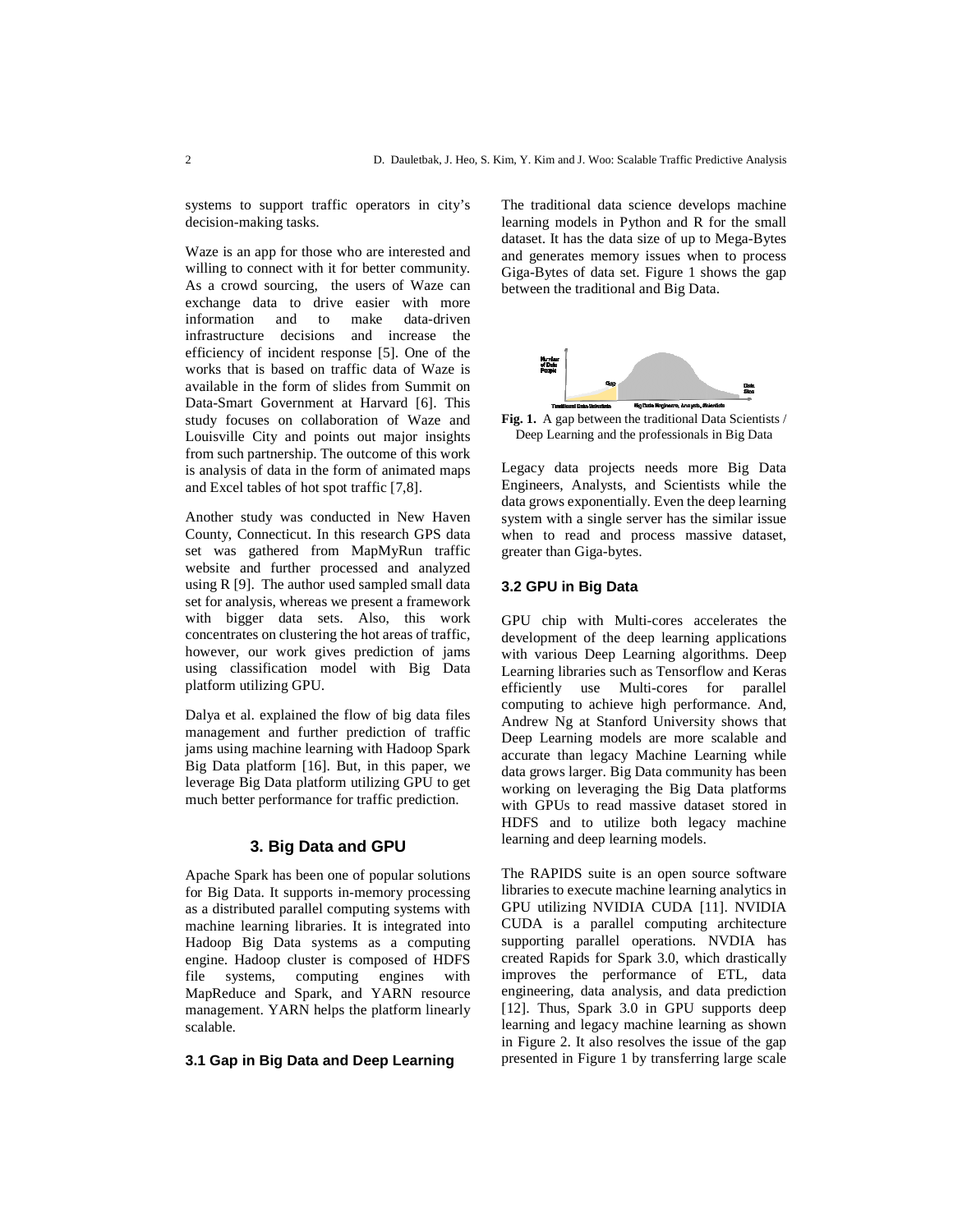systems to support traffic operators in city's decision-making tasks.

Waze is an app for those who are interested and willing to connect with it for better community. As a crowd sourcing, the users of Waze can exchange data to drive easier with more information and to make data-driven infrastructure decisions and increase the efficiency of incident response [5]. One of the works that is based on traffic data of Waze is available in the form of slides from Summit on Data-Smart Government at Harvard [6]. This study focuses on collaboration of Waze and Louisville City and points out major insights from such partnership. The outcome of this work is analysis of data in the form of animated maps and Excel tables of hot spot traffic [7,8].

Another study was conducted in New Haven County, Connecticut. In this research GPS data set was gathered from MapMyRun traffic website and further processed and analyzed using R [9]. The author used sampled small data set for analysis, whereas we present a framework with bigger data sets. Also, this work concentrates on clustering the hot areas of traffic, however, our work gives prediction of jams using classification model with Big Data platform utilizing GPU.

Dalya et al. explained the flow of big data files management and further prediction of traffic jams using machine learning with Hadoop Spark Big Data platform [16]. But, in this paper, we leverage Big Data platform utilizing GPU to get much better performance for traffic prediction.

## 3. Big Data and GPU

Apache Spark has been one of popular solutions for Big Data. It supports in-memory processing as a distributed parallel computing systems with machine learning libraries. It is integrated into Hadoop Big Data systems as a computing engine. Hadoop cluster is composed of HDFS file systems, computing engines with MapReduce and Spark, and YARN resource management. YARN helps the platform linearly scalable.

### 3.1 Gap in Big Data and Deep Learning

The traditional data science develops machine learning models in Python and R for the small dataset. It has the data size of up to Mega-Bytes and generates memory issues when to process Giga-Bytes of data set. Figure 1 shows the gap between the traditional and Big Data.

**Fig. 1.** A gap between the traditional Data Scientists / Deep Learning and the professionals in Big Data

Legacy data projects needs more Big Data Engineers, Analysts, and Scientists while the data grows exponentially. Even the deep learning system with a single server has the similar issue when to read and process massive dataset, greater than Giga-bytes.

### 3.2 GPU in Big Data

GPU chip with Multi-cores accelerates the development of the deep learning applications with various Deep Learning algorithms. Deep Learning libraries such as Tensorflow and Keras efficiently use Multi-cores for parallel computing to achieve high performance. And, Andrew Ng at Stanford University shows that Deep Learning models are more scalable and accurate than legacy Machine Learning while data grows larger. Big Data community has been working on leveraging the Big Data platforms with GPUs to read massive dataset stored in HDFS and to utilize both legacy machine learning and deep learning models.

The RAPIDS suite is an open source software libraries to execute machine learning analytics in GPU utilizing NVIDIA CUDA [11]. NVIDIA CUDA is a parallel computing architecture supporting parallel operations. NVDIA has created Rapids for Spark 3.0, which drastically improves the performance of ETL, data engineering, data analysis, and data prediction [12]. Thus, Spark 3.0 in GPU supports deep learning and legacy machine learning as shown in Figure 2. It also resolves the issue of the gap presented in Figure 1 by transferring large scale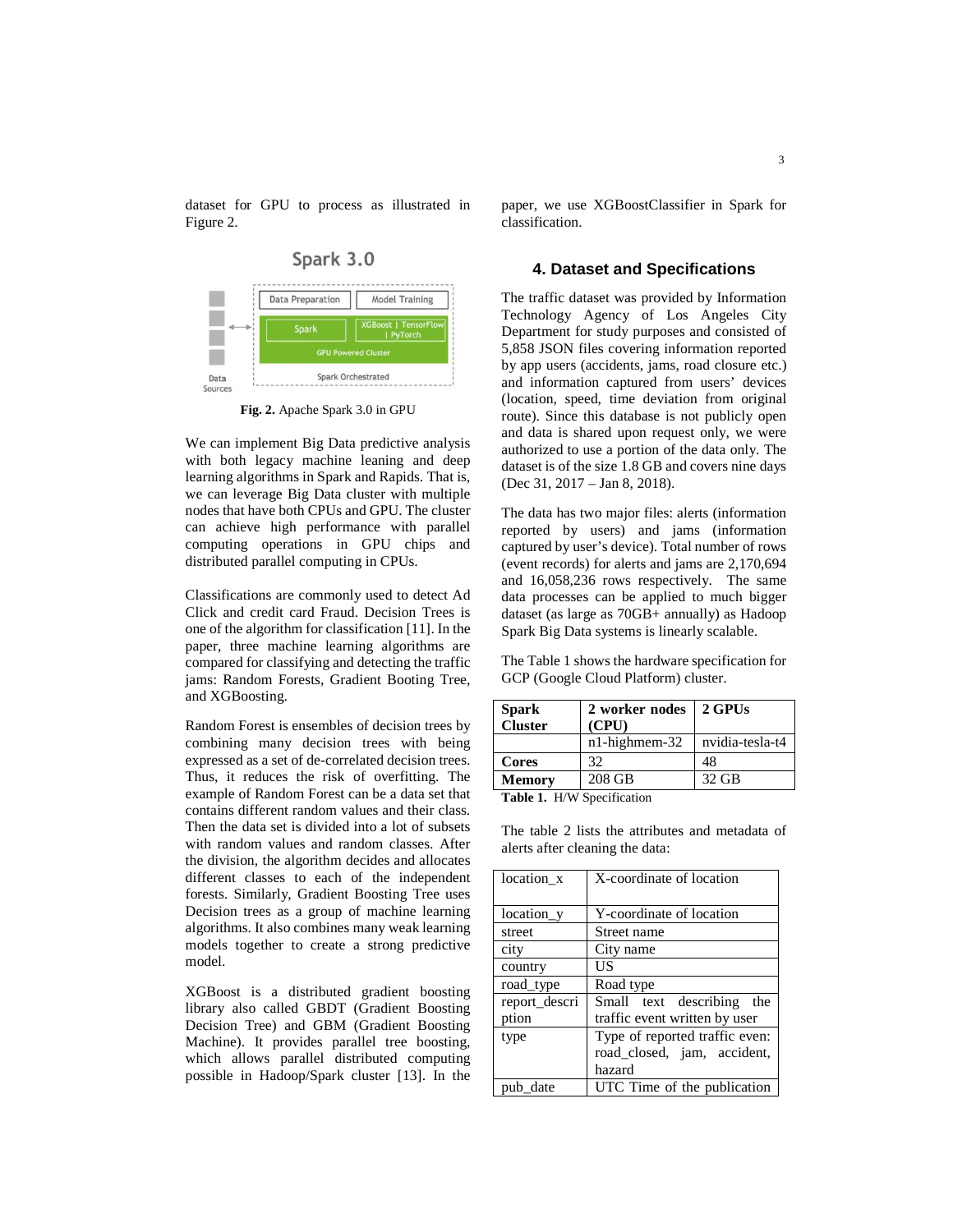dataset for GPU to process as illustrated in Figure 2.

**Fig. 2.** Apache Spark 3.0 in GPU

We can implement Big Data predictive analysis with both legacy machine leaning and deep learning algorithms in Spark and Rapids. That is, we can leverage Big Data cluster with multiple nodes that have both CPUs and GPU. The cluster can achieve high performance with parallel computing operations in GPU chips and distributed parallel computing in CPUs.

Classifications are commonly used to detect Ad Click and credit card Fraud. Decision Trees is one of the algorithm for classification [11]. In the paper, three machine learning algorithms are compared for classifying and detecting the traffic jams: Random Forests, Gradient Booting Tree, and XGBoosting.

Random Forest is ensembles of decision trees by combining many decision trees with being expressed as a set of de-correlated decision trees. Thus, it reduces the risk of overfitting. The example of Random Forest can be a data set that contains different random values and their class. Then the data set is divided into a lot of subsets with random values and random classes. After the division, the algorithm decides and allocates different classes to each of the independent forests. Similarly, Gradient Boosting Tree uses Decision trees as a group of machine learning algorithms. It also combines many weak learning models together to create a strong predictive model.

XGBoost is a distributed gradient boosting library also called GBDT (Gradient Boosting Decision Tree) and GBM (Gradient Boosting Machine). It provides parallel tree boosting, which allows parallel distributed computing possible in Hadoop/Spark cluster [13]. In the paper, we use XGBoostClassifier in Spark for classification.

## 4. Dataset and Specifications

The traffic dataset was provided by Information Technology Agency of Los Angeles City Department for study purposes and consisted of 5,858 JSON files covering information reported by app users (accidents, jams, road closure etc.) and information captured from users' devices (location, speed, time deviation from original route). Since this database is not publicly open and data is shared upon request only, we were authorized to use a portion of the data only. The dataset is of the size 1.8 GB and covers nine days (Dec 31, 2017 – Jan 8, 2018).

The data has two major files: alerts (information reported by users) and jams (information captured by user's device). Total number of rows (event records) for alerts and jams are 2,170,694 and 16,058,236 rows respectively. The same data processes can be applied to much bigger dataset (as large as 70GB+ annually) as Hadoop Spark Big Data systems is linearly scalable.

The Table 1 shows the hardware specification for GCP (Google Cloud Platform) cluster.

| **Spark Cluster** | **2 worker nodes (CPU)** | **2 GPUs** |
|---|---|---|
| | n1-highmem-32 | nvidia-tesla-t4 |
| **Cores** | 32 | 48 |
| **Memory** | 208 GB | 32 GB |

**Table 1.** H/W Specification

The table 2 lists the attributes and metadata of alerts after cleaning the data:

| location_x | X-coordinate of location |
|---|---|
| location_y | Y-coordinate of location |
| street | Street name |
| city | City name |
| country | US |
| road_type | Road type |
| report_description | Small text describing the traffic event written by user |
| type | Type of reported traffic even: road_closed, jam, accident, hazard |
| pub_date | UTC Time of the publication |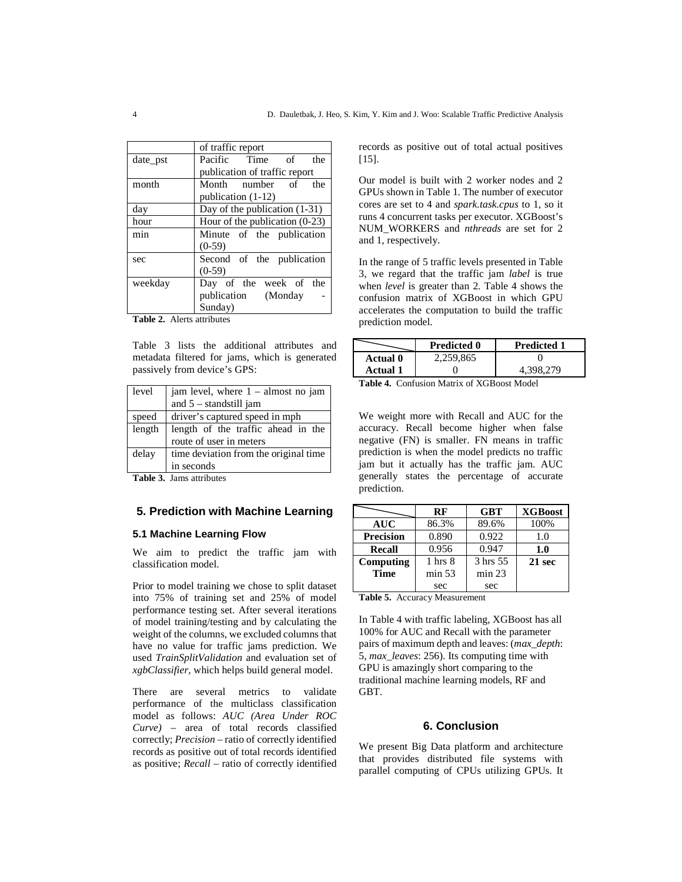| | of traffic report |
|---|---|
| date_pst | Pacific Time of the publication of traffic report |
| month | Month number of the publication (1-12) |
| day | Day of the publication (1-31) |
| hour | Hour of the publication (0-23) |
| min | Minute of the publication (0-59) |
| sec | Second of the publication (0-59) |
| weekday | Day of the week of the publication (Monday - Sunday) |

**Table 2.** Alerts attributes

Table 3 lists the additional attributes and metadata filtered for jams, which is generated passively from device's GPS:

| level | jam level, where 1 – almost no jam and 5 – standstill jam |
|---|---|
| speed | driver's captured speed in mph |
| length | length of the traffic ahead in the route of user in meters |
| delay | time deviation from the original time in seconds |

**Table 3.** Jams attributes

## 5. Prediction with Machine Learning

### 5.1 Machine Learning Flow

We aim to predict the traffic jam with classification model.

Prior to model training we chose to split dataset into 75% of training set and 25% of model performance testing set. After several iterations of model training/testing and by calculating the weight of the columns, we excluded columns that have no value for traffic jams prediction. We used *TrainSplitValidation* and evaluation set of *xgbClassifier*, which helps build general model.

There are several metrics to validate performance of the multiclass classification model as follows: *AUC (Area Under ROC Curve)* – area of total records classified correctly; *Precision* – ratio of correctly identified records as positive out of total records identified as positive; *Recall* – ratio of correctly identified records as positive out of total actual positives [15].

Our model is built with 2 worker nodes and 2 GPUs shown in Table 1. The number of executor cores are set to 4 and *spark.task.cpus* to 1, so it runs 4 concurrent tasks per executor. XGBoost's NUM_WORKERS and *nthreads* are set for 2 and 1, respectively.

In the range of 5 traffic levels presented in Table 3, we regard that the traffic jam *label* is true when *level* is greater than 2. Table 4 shows the confusion matrix of XGBoost in which GPU accelerates the computation to build the traffic prediction model.

| | **Predicted 0** | **Predicted 1** |
|---|---|---|
| **Actual 0** | 2,259,865 | 0 |
| **Actual 1** | 0 | 4,398,279 |

**Table 4.** Confusion Matrix of XGBoost Model

We weight more with Recall and AUC for the accuracy. Recall become higher when false negative (FN) is smaller. FN means in traffic prediction is when the model predicts no traffic jam but it actually has the traffic jam. AUC generally states the percentage of accurate prediction.

| | **RF** | **GBT** | **XGBoost** |
|---|---|---|---|
| **AUC** | 86.3% | 89.6% | 100% |
| **Precision** | 0.890 | 0.922 | 1.0 |
| **Recall** | 0.956 | 0.947 | **1.0** |
| **Computing Time** | 1 hrs 8 min 53 sec | 3 hrs 55 min 23 sec | **21 sec** |

**Table 5.** Accuracy Measurement

In Table 4 with traffic labeling, XGBoost has all 100% for AUC and Recall with the parameter pairs of maximum depth and leaves: (*max_depth*: 5, *max_leaves*: 256). Its computing time with GPU is amazingly short comparing to the traditional machine learning models, RF and GBT.

## 6. Conclusion

We present Big Data platform and architecture that provides distributed file systems with parallel computing of CPUs utilizing GPUs. It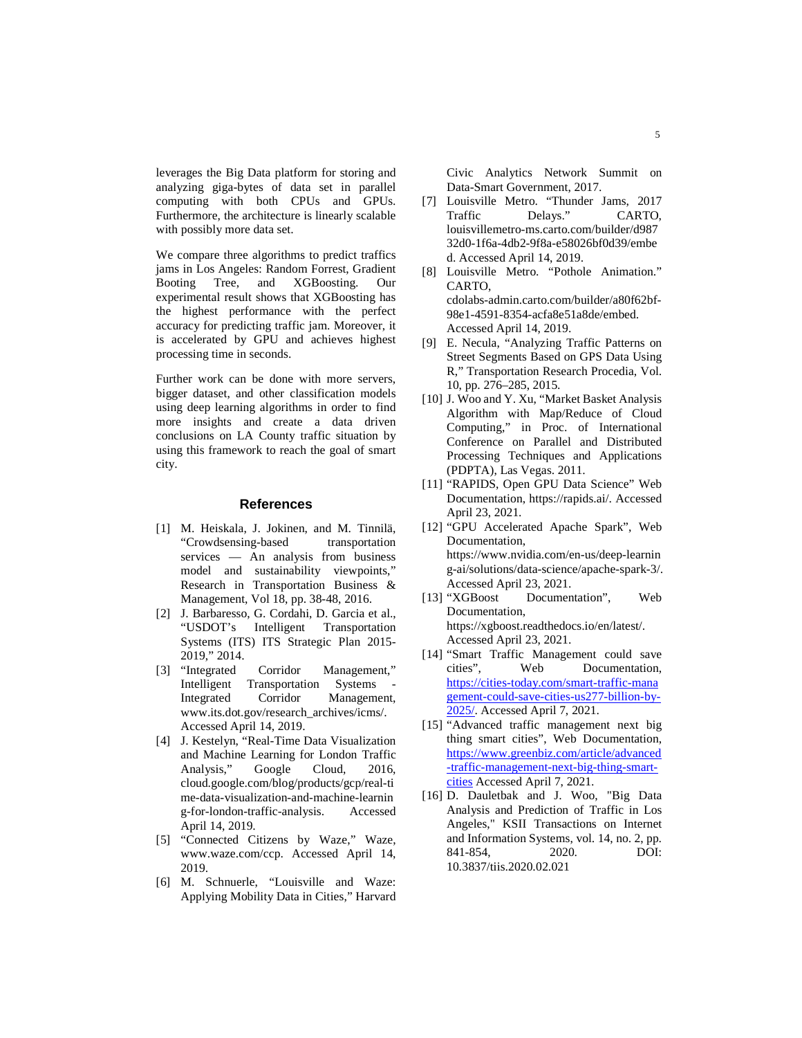leverages the Big Data platform for storing and analyzing giga-bytes of data set in parallel computing with both CPUs and GPUs. Furthermore, the architecture is linearly scalable with possibly more data set.

We compare three algorithms to predict traffics jams in Los Angeles: Random Forrest, Gradient Booting Tree, and XGBoosting. Our experimental result shows that XGBoosting has the highest performance with the perfect accuracy for predicting traffic jam. Moreover, it is accelerated by GPU and achieves highest processing time in seconds.

Further work can be done with more servers, bigger dataset, and other classification models using deep learning algorithms in order to find more insights and create a data driven conclusions on LA County traffic situation by using this framework to reach the goal of smart city.

## References

[1] M. Heiskala, J. Jokinen, and M. Tinnilä, "Crowdsensing-based transportation services — An analysis from business model and sustainability viewpoints," Research in Transportation Business & Management, Vol 18, pp. 38-48, 2016.

[2] J. Barbaresso, G. Cordahi, D. Garcia et al., "USDOT's Intelligent Transportation Systems (ITS) ITS Strategic Plan 2015-2019," 2014.

[3] "Integrated Corridor Management," Intelligent Transportation Systems - Integrated Corridor Management, www.its.dot.gov/research_archives/icms/. Accessed April 14, 2019.

[4] J. Kestelyn, "Real-Time Data Visualization and Machine Learning for London Traffic Analysis," Google Cloud, 2016, cloud.google.com/blog/products/gcp/real-time-data-visualization-and-machine-learning-for-london-traffic-analysis. Accessed April 14, 2019.

[5] "Connected Citizens by Waze," Waze, www.waze.com/ccp. Accessed April 14, 2019.

[6] M. Schnuerle, "Louisville and Waze: Applying Mobility Data in Cities," Harvard Civic Analytics Network Summit on Data-Smart Government, 2017.

[7] Louisville Metro. "Thunder Jams, 2017 Traffic Delays." CARTO, louisvillemetro-ms.carto.com/builder/d98732d0-1f6a-4db2-9f8a-e58026bf0d39/embed. Accessed April 14, 2019.

[8] Louisville Metro. "Pothole Animation." CARTO, cdolabs-admin.carto.com/builder/a80f62bf-98e1-4591-8354-acfa8e51a8de/embed. Accessed April 14, 2019.

[9] E. Necula, "Analyzing Traffic Patterns on Street Segments Based on GPS Data Using R," Transportation Research Procedia, Vol. 10, pp. 276–285, 2015.

[10] J. Woo and Y. Xu, "Market Basket Analysis Algorithm with Map/Reduce of Cloud Computing," in Proc. of International Conference on Parallel and Distributed Processing Techniques and Applications (PDPTA), Las Vegas. 2011.

[11] "RAPIDS, Open GPU Data Science" Web Documentation, https://rapids.ai/. Accessed April 23, 2021.

[12] "GPU Accelerated Apache Spark", Web Documentation, https://www.nvidia.com/en-us/deep-learning-ai/solutions/data-science/apache-spark-3/. Accessed April 23, 2021.

[13] "XGBoost Documentation", Web Documentation, https://xgboost.readthedocs.io/en/latest/. Accessed April 23, 2021.

[14] "Smart Traffic Management could save cities", Web Documentation, https://cities-today.com/smart-traffic-management-could-save-cities-us277-billion-by-2025/. Accessed April 7, 2021.

[15] "Advanced traffic management next big thing smart cities", Web Documentation, https://www.greenbiz.com/article/advanced-traffic-management-next-big-thing-smart-cities Accessed April 7, 2021.

[16] D. Dauletbak and J. Woo, "Big Data Analysis and Prediction of Traffic in Los Angeles," KSII Transactions on Internet and Information Systems, vol. 14, no. 2, pp. 841-854, 2020. DOI: 10.3837/tiis.2020.02.021